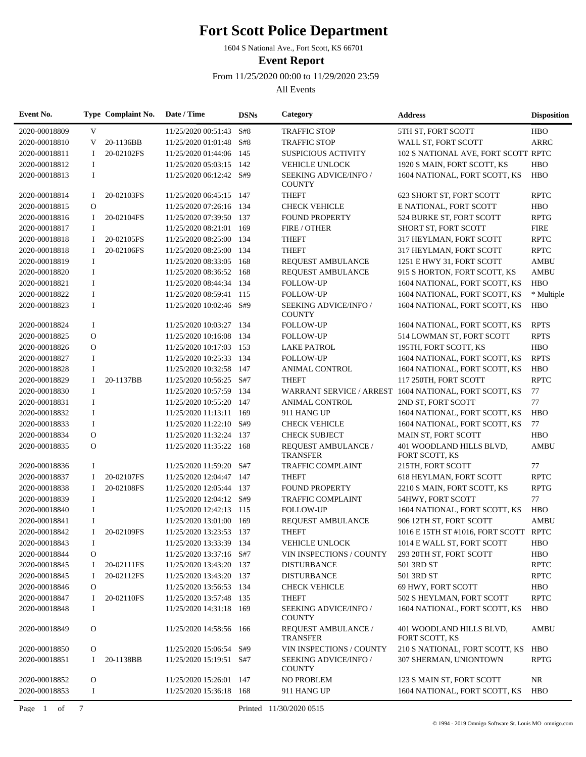# Fort Scott Police Department

1604 S National Ave., Fort Scott, KS 66701

## Event Report

From 11/25/2020 00:00 to 11/29/2020 23:59

All Events

| Event No. | Type | Complaint No. | Date / Time | DSNs | Category | Address | Disposition |
|---|---|---|---|---|---|---|---|
| 2020-00018809 | V | | 11/25/2020 00:51:43 | S#8 | TRAFFIC STOP | 5TH ST, FORT SCOTT | HBO |
| 2020-00018810 | V | 20-1136BB | 11/25/2020 01:01:48 | S#8 | TRAFFIC STOP | WALL ST, FORT SCOTT | ARRC |
| 2020-00018811 | I | 20-02102FS | 11/25/2020 01:44:06 | 145 | SUSPICIOUS ACTIVITY | 102 S NATIONAL AVE, FORT SCOTT | RPTC |
| 2020-00018812 | I | | 11/25/2020 05:03:15 | 142 | VEHICLE UNLOCK | 1920 S MAIN, FORT SCOTT, KS | HBO |
| 2020-00018813 | I | | 11/25/2020 06:12:42 | S#9 | SEEKING ADVICE/INFO / COUNTY | 1604 NATIONAL, FORT SCOTT, KS | HBO |
| 2020-00018814 | I | 20-02103FS | 11/25/2020 06:45:15 | 147 | THEFT | 623 SHORT ST, FORT SCOTT | RPTC |
| 2020-00018815 | O | | 11/25/2020 07:26:16 | 134 | CHECK VEHICLE | E NATIONAL, FORT SCOTT | HBO |
| 2020-00018816 | I | 20-02104FS | 11/25/2020 07:39:50 | 137 | FOUND PROPERTY | 524 BURKE ST, FORT SCOTT | RPTG |
| 2020-00018817 | I | | 11/25/2020 08:21:01 | 169 | FIRE / OTHER | SHORT ST, FORT SCOTT | FIRE |
| 2020-00018818 | I | 20-02105FS | 11/25/2020 08:25:00 | 134 | THEFT | 317 HEYLMAN, FORT SCOTT | RPTC |
| 2020-00018818 | I | 20-02106FS | 11/25/2020 08:25:00 | 134 | THEFT | 317 HEYLMAN, FORT SCOTT | RPTC |
| 2020-00018819 | I | | 11/25/2020 08:33:05 | 168 | REQUEST AMBULANCE | 1251 E HWY 31, FORT SCOTT | AMBU |
| 2020-00018820 | I | | 11/25/2020 08:36:52 | 168 | REQUEST AMBULANCE | 915 S HORTON, FORT SCOTT, KS | AMBU |
| 2020-00018821 | I | | 11/25/2020 08:44:34 | 134 | FOLLOW-UP | 1604 NATIONAL, FORT SCOTT, KS | HBO |
| 2020-00018822 | I | | 11/25/2020 08:59:41 | 115 | FOLLOW-UP | 1604 NATIONAL, FORT SCOTT, KS | * Multiple |
| 2020-00018823 | I | | 11/25/2020 10:02:46 | S#9 | SEEKING ADVICE/INFO / COUNTY | 1604 NATIONAL, FORT SCOTT, KS | HBO |
| 2020-00018824 | I | | 11/25/2020 10:03:27 | 134 | FOLLOW-UP | 1604 NATIONAL, FORT SCOTT, KS | RPTS |
| 2020-00018825 | O | | 11/25/2020 10:16:08 | 134 | FOLLOW-UP | 514 LOWMAN ST, FORT SCOTT | RPTS |
| 2020-00018826 | O | | 11/25/2020 10:17:03 | 153 | LAKE PATROL | 195TH, FORT SCOTT, KS | HBO |
| 2020-00018827 | I | | 11/25/2020 10:25:33 | 134 | FOLLOW-UP | 1604 NATIONAL, FORT SCOTT, KS | RPTS |
| 2020-00018828 | I | | 11/25/2020 10:32:58 | 147 | ANIMAL CONTROL | 1604 NATIONAL, FORT SCOTT, KS | HBO |
| 2020-00018829 | I | 20-1137BB | 11/25/2020 10:56:25 | S#7 | THEFT | 117 250TH, FORT SCOTT | RPTC |
| 2020-00018830 | I | | 11/25/2020 10:57:59 | 134 | WARRANT SERVICE / ARREST | 1604 NATIONAL, FORT SCOTT, KS | 77 |
| 2020-00018831 | I | | 11/25/2020 10:55:20 | 147 | ANIMAL CONTROL | 2ND ST, FORT SCOTT | 77 |
| 2020-00018832 | I | | 11/25/2020 11:13:11 | 169 | 911 HANG UP | 1604 NATIONAL, FORT SCOTT, KS | HBO |
| 2020-00018833 | I | | 11/25/2020 11:22:10 | S#9 | CHECK VEHICLE | 1604 NATIONAL, FORT SCOTT, KS | 77 |
| 2020-00018834 | O | | 11/25/2020 11:32:24 | 137 | CHECK SUBJECT | MAIN ST, FORT SCOTT | HBO |
| 2020-00018835 | O | | 11/25/2020 11:35:22 | 168 | REQUEST AMBULANCE / TRANSFER | 401 WOODLAND HILLS BLVD, FORT SCOTT, KS | AMBU |
| 2020-00018836 | I | | 11/25/2020 11:59:20 | S#7 | TRAFFIC COMPLAINT | 215TH, FORT SCOTT | 77 |
| 2020-00018837 | I | 20-02107FS | 11/25/2020 12:04:47 | 147 | THEFT | 618 HEYLMAN, FORT SCOTT | RPTC |
| 2020-00018838 | I | 20-02108FS | 11/25/2020 12:05:44 | 137 | FOUND PROPERTY | 2210 S MAIN, FORT SCOTT, KS | RPTG |
| 2020-00018839 | I | | 11/25/2020 12:04:12 | S#9 | TRAFFIC COMPLAINT | 54HWY, FORT SCOTT | 77 |
| 2020-00018840 | I | | 11/25/2020 12:42:13 | 115 | FOLLOW-UP | 1604 NATIONAL, FORT SCOTT, KS | HBO |
| 2020-00018841 | I | | 11/25/2020 13:01:00 | 169 | REQUEST AMBULANCE | 906 12TH ST, FORT SCOTT | AMBU |
| 2020-00018842 | I | 20-02109FS | 11/25/2020 13:23:53 | 137 | THEFT | 1016 E 15TH ST #1016, FORT SCOTT | RPTC |
| 2020-00018843 | I | | 11/25/2020 13:33:39 | 134 | VEHICLE UNLOCK | 1014 E WALL ST, FORT SCOTT | HBO |
| 2020-00018844 | O | | 11/25/2020 13:37:16 | S#7 | VIN INSPECTIONS / COUNTY | 293 20TH ST, FORT SCOTT | HBO |
| 2020-00018845 | I | 20-02111FS | 11/25/2020 13:43:20 | 137 | DISTURBANCE | 501 3RD ST | RPTC |
| 2020-00018845 | I | 20-02112FS | 11/25/2020 13:43:20 | 137 | DISTURBANCE | 501 3RD ST | RPTC |
| 2020-00018846 | O | | 11/25/2020 13:56:53 | 134 | CHECK VEHICLE | 69 HWY, FORT SCOTT | HBO |
| 2020-00018847 | I | 20-02110FS | 11/25/2020 13:57:48 | 135 | THEFT | 502 S HEYLMAN, FORT SCOTT | RPTC |
| 2020-00018848 | I | | 11/25/2020 14:31:18 | 169 | SEEKING ADVICE/INFO / COUNTY | 1604 NATIONAL, FORT SCOTT, KS | HBO |
| 2020-00018849 | O | | 11/25/2020 14:58:56 | 166 | REQUEST AMBULANCE / TRANSFER | 401 WOODLAND HILLS BLVD, FORT SCOTT, KS | AMBU |
| 2020-00018850 | O | | 11/25/2020 15:06:54 | S#9 | VIN INSPECTIONS / COUNTY | 210 S NATIONAL, FORT SCOTT, KS | HBO |
| 2020-00018851 | I | 20-1138BB | 11/25/2020 15:19:51 | S#7 | SEEKING ADVICE/INFO / COUNTY | 307 SHERMAN, UNIONTOWN | RPTG |
| 2020-00018852 | O | | 11/25/2020 15:26:01 | 147 | NO PROBLEM | 123 S MAIN ST, FORT SCOTT | NR |
| 2020-00018853 | I | | 11/25/2020 15:36:18 | 168 | 911 HANG UP | 1604 NATIONAL, FORT SCOTT, KS | HBO |

Printed 11/30/2020 0515

© 1994 - 2019 Omnigo Software St. Louis MO omnigo.com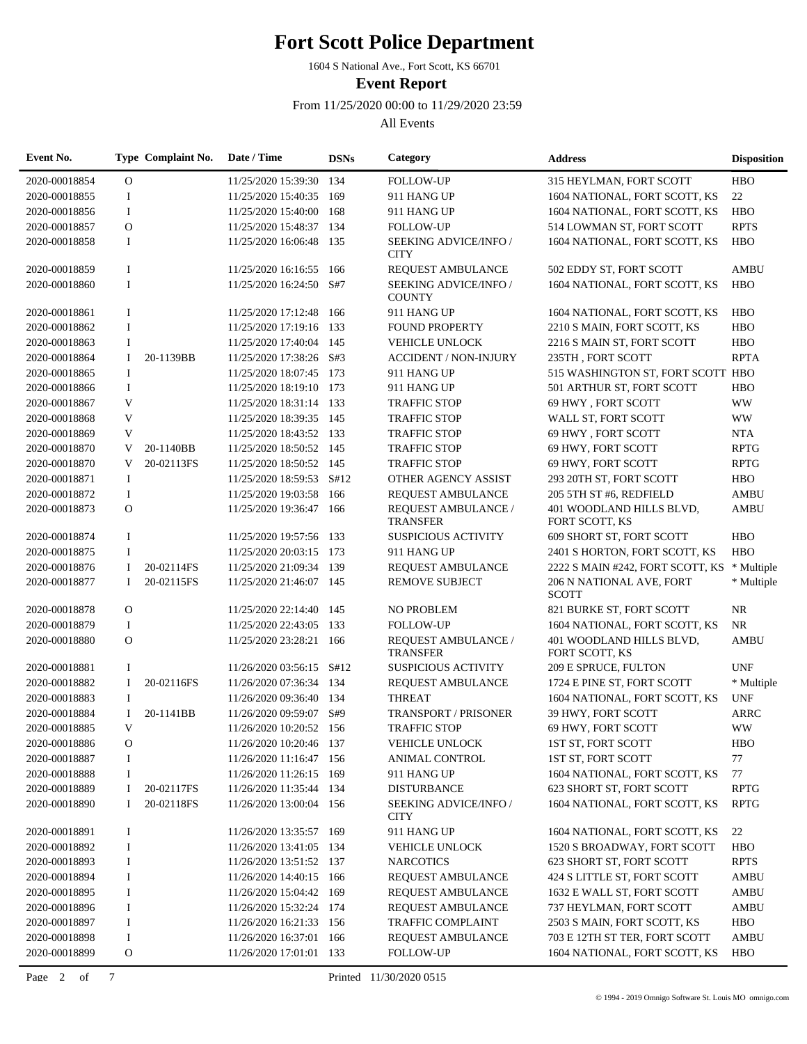# Fort Scott Police Department

1604 S National Ave., Fort Scott, KS 66701

## Event Report

From 11/25/2020 00:00 to 11/29/2020 23:59

All Events

| Event No. | Type | Complaint No. | Date / Time | DSNs | Category | Address | Disposition |
|---|---|---|---|---|---|---|---|
| 2020-00018854 | O | | 11/25/2020 15:39:30 | 134 | FOLLOW-UP | 315 HEYLMAN, FORT SCOTT | HBO |
| 2020-00018855 | I | | 11/25/2020 15:40:35 | 169 | 911 HANG UP | 1604 NATIONAL, FORT SCOTT, KS | 22 |
| 2020-00018856 | I | | 11/25/2020 15:40:00 | 168 | 911 HANG UP | 1604 NATIONAL, FORT SCOTT, KS | HBO |
| 2020-00018857 | O | | 11/25/2020 15:48:37 | 134 | FOLLOW-UP | 514 LOWMAN ST, FORT SCOTT | RPTS |
| 2020-00018858 | I | | 11/25/2020 16:06:48 | 135 | SEEKING ADVICE/INFO / CITY | 1604 NATIONAL, FORT SCOTT, KS | HBO |
| 2020-00018859 | I | | 11/25/2020 16:16:55 | 166 | REQUEST AMBULANCE | 502 EDDY ST, FORT SCOTT | AMBU |
| 2020-00018860 | I | | 11/25/2020 16:24:50 | S#7 | SEEKING ADVICE/INFO / COUNTY | 1604 NATIONAL, FORT SCOTT, KS | HBO |
| 2020-00018861 | I | | 11/25/2020 17:12:48 | 166 | 911 HANG UP | 1604 NATIONAL, FORT SCOTT, KS | HBO |
| 2020-00018862 | I | | 11/25/2020 17:19:16 | 133 | FOUND PROPERTY | 2210 S MAIN, FORT SCOTT, KS | HBO |
| 2020-00018863 | I | | 11/25/2020 17:40:04 | 145 | VEHICLE UNLOCK | 2216 S MAIN ST, FORT SCOTT | HBO |
| 2020-00018864 | I | 20-1139BB | 11/25/2020 17:38:26 | S#3 | ACCIDENT / NON-INJURY | 235TH , FORT SCOTT | RPTA |
| 2020-00018865 | I | | 11/25/2020 18:07:45 | 173 | 911 HANG UP | 515 WASHINGTON ST, FORT SCOTT | HBO |
| 2020-00018866 | I | | 11/25/2020 18:19:10 | 173 | 911 HANG UP | 501 ARTHUR ST, FORT SCOTT | HBO |
| 2020-00018867 | V | | 11/25/2020 18:31:14 | 133 | TRAFFIC STOP | 69 HWY , FORT SCOTT | WW |
| 2020-00018868 | V | | 11/25/2020 18:39:35 | 145 | TRAFFIC STOP | WALL ST, FORT SCOTT | WW |
| 2020-00018869 | V | | 11/25/2020 18:43:52 | 133 | TRAFFIC STOP | 69 HWY , FORT SCOTT | NTA |
| 2020-00018870 | V | 20-1140BB | 11/25/2020 18:50:52 | 145 | TRAFFIC STOP | 69 HWY, FORT SCOTT | RPTG |
| 2020-00018870 | V | 20-02113FS | 11/25/2020 18:50:52 | 145 | TRAFFIC STOP | 69 HWY, FORT SCOTT | RPTG |
| 2020-00018871 | I | | 11/25/2020 18:59:53 | S#12 | OTHER AGENCY ASSIST | 293 20TH ST, FORT SCOTT | HBO |
| 2020-00018872 | I | | 11/25/2020 19:03:58 | 166 | REQUEST AMBULANCE | 205 5TH ST #6, REDFIELD | AMBU |
| 2020-00018873 | O | | 11/25/2020 19:36:47 | 166 | REQUEST AMBULANCE / TRANSFER | 401 WOODLAND HILLS BLVD, FORT SCOTT, KS | AMBU |
| 2020-00018874 | I | | 11/25/2020 19:57:56 | 133 | SUSPICIOUS ACTIVITY | 609 SHORT ST, FORT SCOTT | HBO |
| 2020-00018875 | I | | 11/25/2020 20:03:15 | 173 | 911 HANG UP | 2401 S HORTON, FORT SCOTT, KS | HBO |
| 2020-00018876 | I | 20-02114FS | 11/25/2020 21:09:34 | 139 | REQUEST AMBULANCE | 2222 S MAIN #242, FORT SCOTT, KS | * Multiple |
| 2020-00018877 | I | 20-02115FS | 11/25/2020 21:46:07 | 145 | REMOVE SUBJECT | 206 N NATIONAL AVE, FORT SCOTT | * Multiple |
| 2020-00018878 | O | | 11/25/2020 22:14:40 | 145 | NO PROBLEM | 821 BURKE ST, FORT SCOTT | NR |
| 2020-00018879 | I | | 11/25/2020 22:43:05 | 133 | FOLLOW-UP | 1604 NATIONAL, FORT SCOTT, KS | NR |
| 2020-00018880 | O | | 11/25/2020 23:28:21 | 166 | REQUEST AMBULANCE / TRANSFER | 401 WOODLAND HILLS BLVD, FORT SCOTT, KS | AMBU |
| 2020-00018881 | I | | 11/26/2020 03:56:15 | S#12 | SUSPICIOUS ACTIVITY | 209 E SPRUCE, FULTON | UNF |
| 2020-00018882 | I | 20-02116FS | 11/26/2020 07:36:34 | 134 | REQUEST AMBULANCE | 1724 E PINE ST, FORT SCOTT | * Multiple |
| 2020-00018883 | I | | 11/26/2020 09:36:40 | 134 | THREAT | 1604 NATIONAL, FORT SCOTT, KS | UNF |
| 2020-00018884 | I | 20-1141BB | 11/26/2020 09:59:07 | S#9 | TRANSPORT / PRISONER | 39 HWY, FORT SCOTT | ARRC |
| 2020-00018885 | V | | 11/26/2020 10:20:52 | 156 | TRAFFIC STOP | 69 HWY, FORT SCOTT | WW |
| 2020-00018886 | O | | 11/26/2020 10:20:46 | 137 | VEHICLE UNLOCK | 1ST ST, FORT SCOTT | HBO |
| 2020-00018887 | I | | 11/26/2020 11:16:47 | 156 | ANIMAL CONTROL | 1ST ST, FORT SCOTT | 77 |
| 2020-00018888 | I | | 11/26/2020 11:26:15 | 169 | 911 HANG UP | 1604 NATIONAL, FORT SCOTT, KS | 77 |
| 2020-00018889 | I | 20-02117FS | 11/26/2020 11:35:44 | 134 | DISTURBANCE | 623 SHORT ST, FORT SCOTT | RPTG |
| 2020-00018890 | I | 20-02118FS | 11/26/2020 13:00:04 | 156 | SEEKING ADVICE/INFO / CITY | 1604 NATIONAL, FORT SCOTT, KS | RPTG |
| 2020-00018891 | I | | 11/26/2020 13:35:57 | 169 | 911 HANG UP | 1604 NATIONAL, FORT SCOTT, KS | 22 |
| 2020-00018892 | I | | 11/26/2020 13:41:05 | 134 | VEHICLE UNLOCK | 1520 S BROADWAY, FORT SCOTT | HBO |
| 2020-00018893 | I | | 11/26/2020 13:51:52 | 137 | NARCOTICS | 623 SHORT ST, FORT SCOTT | RPTS |
| 2020-00018894 | I | | 11/26/2020 14:40:15 | 166 | REQUEST AMBULANCE | 424 S LITTLE ST, FORT SCOTT | AMBU |
| 2020-00018895 | I | | 11/26/2020 15:04:42 | 169 | REQUEST AMBULANCE | 1632 E WALL ST, FORT SCOTT | AMBU |
| 2020-00018896 | I | | 11/26/2020 15:32:24 | 174 | REQUEST AMBULANCE | 737 HEYLMAN, FORT SCOTT | AMBU |
| 2020-00018897 | I | | 11/26/2020 16:21:33 | 156 | TRAFFIC COMPLAINT | 2503 S MAIN, FORT SCOTT, KS | HBO |
| 2020-00018898 | I | | 11/26/2020 16:37:01 | 166 | REQUEST AMBULANCE | 703 E 12TH ST TER, FORT SCOTT | AMBU |
| 2020-00018899 | O | | 11/26/2020 17:01:01 | 133 | FOLLOW-UP | 1604 NATIONAL, FORT SCOTT, KS | HBO |

Printed 11/30/2020 0515

© 1994 - 2019 Omnigo Software St. Louis MO omnigo.com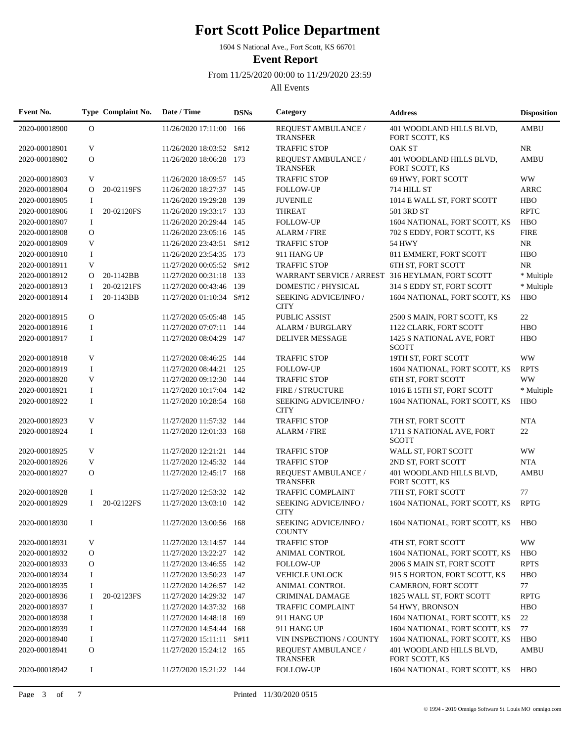# Fort Scott Police Department

1604 S National Ave., Fort Scott, KS 66701

**Event Report**

From 11/25/2020 00:00 to 11/29/2020 23:59

All Events

| Event No. | Type | Complaint No. | Date / Time | DSNs | Category | Address | Disposition |
|---|---|---|---|---|---|---|---|
| 2020-00018900 | O | | 11/26/2020 17:11:00 | 166 | REQUEST AMBULANCE / TRANSFER | 401 WOODLAND HILLS BLVD, FORT SCOTT, KS | AMBU |
| 2020-00018901 | V | | 11/26/2020 18:03:52 | S#12 | TRAFFIC STOP | OAK ST | NR |
| 2020-00018902 | O | | 11/26/2020 18:06:28 | 173 | REQUEST AMBULANCE / TRANSFER | 401 WOODLAND HILLS BLVD, FORT SCOTT, KS | AMBU |
| 2020-00018903 | V | | 11/26/2020 18:09:57 | 145 | TRAFFIC STOP | 69 HWY, FORT SCOTT | WW |
| 2020-00018904 | O | 20-02119FS | 11/26/2020 18:27:37 | 145 | FOLLOW-UP | 714 HILL ST | ARRC |
| 2020-00018905 | I | | 11/26/2020 19:29:28 | 139 | JUVENILE | 1014 E WALL ST, FORT SCOTT | HBO |
| 2020-00018906 | I | 20-02120FS | 11/26/2020 19:33:17 | 133 | THREAT | 501 3RD ST | RPTC |
| 2020-00018907 | I | | 11/26/2020 20:29:44 | 145 | FOLLOW-UP | 1604 NATIONAL, FORT SCOTT, KS | HBO |
| 2020-00018908 | O | | 11/26/2020 23:05:16 | 145 | ALARM / FIRE | 702 S EDDY, FORT SCOTT, KS | FIRE |
| 2020-00018909 | V | | 11/26/2020 23:43:51 | S#12 | TRAFFIC STOP | 54 HWY | NR |
| 2020-00018910 | I | | 11/26/2020 23:54:35 | 173 | 911 HANG UP | 811 EMMERT, FORT SCOTT | HBO |
| 2020-00018911 | V | | 11/27/2020 00:05:52 | S#12 | TRAFFIC STOP | 6TH ST, FORT SCOTT | NR |
| 2020-00018912 | O | 20-1142BB | 11/27/2020 00:31:18 | 133 | WARRANT SERVICE / ARREST | 316 HEYLMAN, FORT SCOTT | * Multiple |
| 2020-00018913 | I | 20-02121FS | 11/27/2020 00:43:46 | 139 | DOMESTIC / PHYSICAL | 314 S EDDY ST, FORT SCOTT | * Multiple |
| 2020-00018914 | I | 20-1143BB | 11/27/2020 01:10:34 | S#12 | SEEKING ADVICE/INFO / CITY | 1604 NATIONAL, FORT SCOTT, KS | HBO |
| 2020-00018915 | O | | 11/27/2020 05:05:48 | 145 | PUBLIC ASSIST | 2500 S MAIN, FORT SCOTT, KS | 22 |
| 2020-00018916 | I | | 11/27/2020 07:07:11 | 144 | ALARM / BURGLARY | 1122 CLARK, FORT SCOTT | HBO |
| 2020-00018917 | I | | 11/27/2020 08:04:29 | 147 | DELIVER MESSAGE | 1425 S NATIONAL AVE, FORT SCOTT | HBO |
| 2020-00018918 | V | | 11/27/2020 08:46:25 | 144 | TRAFFIC STOP | 19TH ST, FORT SCOTT | WW |
| 2020-00018919 | I | | 11/27/2020 08:44:21 | 125 | FOLLOW-UP | 1604 NATIONAL, FORT SCOTT, KS | RPTS |
| 2020-00018920 | V | | 11/27/2020 09:12:30 | 144 | TRAFFIC STOP | 6TH ST, FORT SCOTT | WW |
| 2020-00018921 | I | | 11/27/2020 10:17:04 | 142 | FIRE / STRUCTURE | 1016 E 15TH ST, FORT SCOTT | * Multiple |
| 2020-00018922 | I | | 11/27/2020 10:28:54 | 168 | SEEKING ADVICE/INFO / CITY | 1604 NATIONAL, FORT SCOTT, KS | HBO |
| 2020-00018923 | V | | 11/27/2020 11:57:32 | 144 | TRAFFIC STOP | 7TH ST, FORT SCOTT | NTA |
| 2020-00018924 | I | | 11/27/2020 12:01:33 | 168 | ALARM / FIRE | 1711 S NATIONAL AVE, FORT SCOTT | 22 |
| 2020-00018925 | V | | 11/27/2020 12:21:21 | 144 | TRAFFIC STOP | WALL ST, FORT SCOTT | WW |
| 2020-00018926 | V | | 11/27/2020 12:45:32 | 144 | TRAFFIC STOP | 2ND ST, FORT SCOTT | NTA |
| 2020-00018927 | O | | 11/27/2020 12:45:17 | 168 | REQUEST AMBULANCE / TRANSFER | 401 WOODLAND HILLS BLVD, FORT SCOTT, KS | AMBU |
| 2020-00018928 | I | | 11/27/2020 12:53:32 | 142 | TRAFFIC COMPLAINT | 7TH ST, FORT SCOTT | 77 |
| 2020-00018929 | I | 20-02122FS | 11/27/2020 13:03:10 | 142 | SEEKING ADVICE/INFO / CITY | 1604 NATIONAL, FORT SCOTT, KS | RPTG |
| 2020-00018930 | I | | 11/27/2020 13:00:56 | 168 | SEEKING ADVICE/INFO / COUNTY | 1604 NATIONAL, FORT SCOTT, KS | HBO |
| 2020-00018931 | V | | 11/27/2020 13:14:57 | 144 | TRAFFIC STOP | 4TH ST, FORT SCOTT | WW |
| 2020-00018932 | O | | 11/27/2020 13:22:27 | 142 | ANIMAL CONTROL | 1604 NATIONAL, FORT SCOTT, KS | HBO |
| 2020-00018933 | O | | 11/27/2020 13:46:55 | 142 | FOLLOW-UP | 2006 S MAIN ST, FORT SCOTT | RPTS |
| 2020-00018934 | I | | 11/27/2020 13:50:23 | 147 | VEHICLE UNLOCK | 915 S HORTON, FORT SCOTT, KS | HBO |
| 2020-00018935 | I | | 11/27/2020 14:26:57 | 142 | ANIMAL CONTROL | CAMERON, FORT SCOTT | 77 |
| 2020-00018936 | I | 20-02123FS | 11/27/2020 14:29:32 | 147 | CRIMINAL DAMAGE | 1825 WALL ST, FORT SCOTT | RPTG |
| 2020-00018937 | I | | 11/27/2020 14:37:32 | 168 | TRAFFIC COMPLAINT | 54 HWY, BRONSON | HBO |
| 2020-00018938 | I | | 11/27/2020 14:48:18 | 169 | 911 HANG UP | 1604 NATIONAL, FORT SCOTT, KS | 22 |
| 2020-00018939 | I | | 11/27/2020 14:54:44 | 168 | 911 HANG UP | 1604 NATIONAL, FORT SCOTT, KS | 77 |
| 2020-00018940 | I | | 11/27/2020 15:11:11 | S#11 | VIN INSPECTIONS / COUNTY | 1604 NATIONAL, FORT SCOTT, KS | HBO |
| 2020-00018941 | O | | 11/27/2020 15:24:12 | 165 | REQUEST AMBULANCE / TRANSFER | 401 WOODLAND HILLS BLVD, FORT SCOTT, KS | AMBU |
| 2020-00018942 | I | | 11/27/2020 15:21:22 | 144 | FOLLOW-UP | 1604 NATIONAL, FORT SCOTT, KS | HBO |

Printed 11/30/2020 0515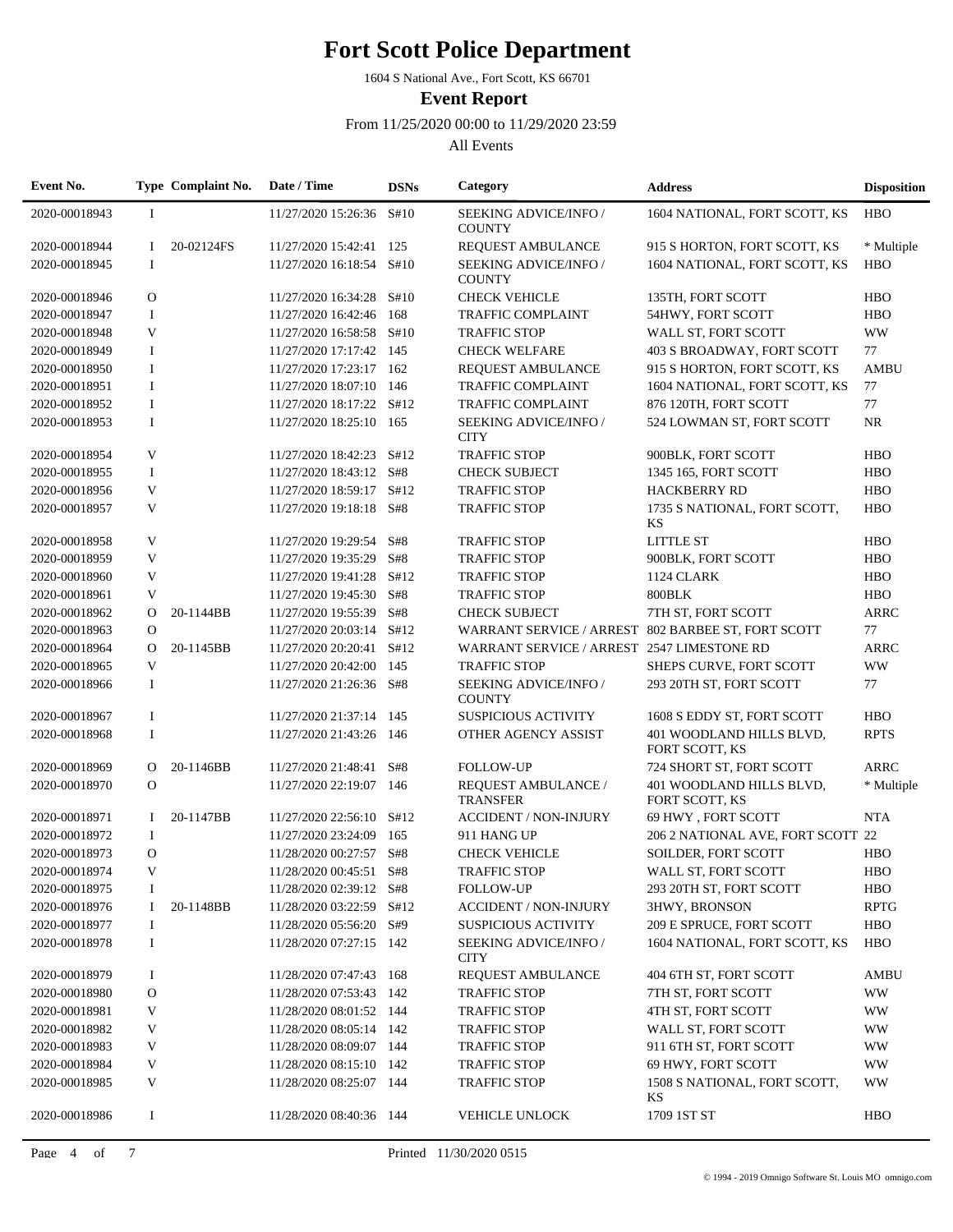# Fort Scott Police Department

1604 S National Ave., Fort Scott, KS 66701

## Event Report

From 11/25/2020 00:00 to 11/29/2020 23:59

All Events

| Event No. | Type | Complaint No. | Date / Time | DSNs | Category | Address | Disposition |
|---|---|---|---|---|---|---|---|
| 2020-00018943 | I | | 11/27/2020 15:26:36 | S#10 | SEEKING ADVICE/INFO / COUNTY | 1604 NATIONAL, FORT SCOTT, KS | HBO |
| 2020-00018944 | I | 20-02124FS | 11/27/2020 15:42:41 | 125 | REQUEST AMBULANCE | 915 S HORTON, FORT SCOTT, KS | * Multiple |
| 2020-00018945 | I | | 11/27/2020 16:18:54 | S#10 | SEEKING ADVICE/INFO / COUNTY | 1604 NATIONAL, FORT SCOTT, KS | HBO |
| 2020-00018946 | O | | 11/27/2020 16:34:28 | S#10 | CHECK VEHICLE | 135TH, FORT SCOTT | HBO |
| 2020-00018947 | I | | 11/27/2020 16:42:46 | 168 | TRAFFIC COMPLAINT | 54HWY, FORT SCOTT | HBO |
| 2020-00018948 | V | | 11/27/2020 16:58:58 | S#10 | TRAFFIC STOP | WALL ST, FORT SCOTT | WW |
| 2020-00018949 | I | | 11/27/2020 17:17:42 | 145 | CHECK WELFARE | 403 S BROADWAY, FORT SCOTT | 77 |
| 2020-00018950 | I | | 11/27/2020 17:23:17 | 162 | REQUEST AMBULANCE | 915 S HORTON, FORT SCOTT, KS | AMBU |
| 2020-00018951 | I | | 11/27/2020 18:07:10 | 146 | TRAFFIC COMPLAINT | 1604 NATIONAL, FORT SCOTT, KS | 77 |
| 2020-00018952 | I | | 11/27/2020 18:17:22 | S#12 | TRAFFIC COMPLAINT | 876 120TH, FORT SCOTT | 77 |
| 2020-00018953 | I | | 11/27/2020 18:25:10 | 165 | SEEKING ADVICE/INFO / CITY | 524 LOWMAN ST, FORT SCOTT | NR |
| 2020-00018954 | V | | 11/27/2020 18:42:23 | S#12 | TRAFFIC STOP | 900BLK, FORT SCOTT | HBO |
| 2020-00018955 | I | | 11/27/2020 18:43:12 | S#8 | CHECK SUBJECT | 1345 165, FORT SCOTT | HBO |
| 2020-00018956 | V | | 11/27/2020 18:59:17 | S#12 | TRAFFIC STOP | HACKBERRY RD | HBO |
| 2020-00018957 | V | | 11/27/2020 19:18:18 | S#8 | TRAFFIC STOP | 1735 S NATIONAL, FORT SCOTT, KS | HBO |
| 2020-00018958 | V | | 11/27/2020 19:29:54 | S#8 | TRAFFIC STOP | LITTLE ST | HBO |
| 2020-00018959 | V | | 11/27/2020 19:35:29 | S#8 | TRAFFIC STOP | 900BLK, FORT SCOTT | HBO |
| 2020-00018960 | V | | 11/27/2020 19:41:28 | S#12 | TRAFFIC STOP | 1124 CLARK | HBO |
| 2020-00018961 | V | | 11/27/2020 19:45:30 | S#8 | TRAFFIC STOP | 800BLK | HBO |
| 2020-00018962 | O | 20-1144BB | 11/27/2020 19:55:39 | S#8 | CHECK SUBJECT | 7TH ST, FORT SCOTT | ARRC |
| 2020-00018963 | O | | 11/27/2020 20:03:14 | S#12 | WARRANT SERVICE / ARREST | 802 BARBEE ST, FORT SCOTT | 77 |
| 2020-00018964 | O | 20-1145BB | 11/27/2020 20:20:41 | S#12 | WARRANT SERVICE / ARREST | 2547 LIMESTONE RD | ARRC |
| 2020-00018965 | V | | 11/27/2020 20:42:00 | 145 | TRAFFIC STOP | SHEPS CURVE, FORT SCOTT | WW |
| 2020-00018966 | I | | 11/27/2020 21:26:36 | S#8 | SEEKING ADVICE/INFO / COUNTY | 293 20TH ST, FORT SCOTT | 77 |
| 2020-00018967 | I | | 11/27/2020 21:37:14 | 145 | SUSPICIOUS ACTIVITY | 1608 S EDDY ST, FORT SCOTT | HBO |
| 2020-00018968 | I | | 11/27/2020 21:43:26 | 146 | OTHER AGENCY ASSIST | 401 WOODLAND HILLS BLVD, FORT SCOTT, KS | RPTS |
| 2020-00018969 | O | 20-1146BB | 11/27/2020 21:48:41 | S#8 | FOLLOW-UP | 724 SHORT ST, FORT SCOTT | ARRC |
| 2020-00018970 | O | | 11/27/2020 22:19:07 | 146 | REQUEST AMBULANCE / TRANSFER | 401 WOODLAND HILLS BLVD, FORT SCOTT, KS | * Multiple |
| 2020-00018971 | I | 20-1147BB | 11/27/2020 22:56:10 | S#12 | ACCIDENT / NON-INJURY | 69 HWY , FORT SCOTT | NTA |
| 2020-00018972 | I | | 11/27/2020 23:24:09 | 165 | 911 HANG UP | 206 2 NATIONAL AVE, FORT SCOTT | 22 |
| 2020-00018973 | O | | 11/28/2020 00:27:57 | S#8 | CHECK VEHICLE | SOILDER, FORT SCOTT | HBO |
| 2020-00018974 | V | | 11/28/2020 00:45:51 | S#8 | TRAFFIC STOP | WALL ST, FORT SCOTT | HBO |
| 2020-00018975 | I | | 11/28/2020 02:39:12 | S#8 | FOLLOW-UP | 293 20TH ST, FORT SCOTT | HBO |
| 2020-00018976 | I | 20-1148BB | 11/28/2020 03:22:59 | S#12 | ACCIDENT / NON-INJURY | 3HWY, BRONSON | RPTG |
| 2020-00018977 | I | | 11/28/2020 05:56:20 | S#9 | SUSPICIOUS ACTIVITY | 209 E SPRUCE, FORT SCOTT | HBO |
| 2020-00018978 | I | | 11/28/2020 07:27:15 | 142 | SEEKING ADVICE/INFO / CITY | 1604 NATIONAL, FORT SCOTT, KS | HBO |
| 2020-00018979 | I | | 11/28/2020 07:47:43 | 168 | REQUEST AMBULANCE | 404 6TH ST, FORT SCOTT | AMBU |
| 2020-00018980 | O | | 11/28/2020 07:53:43 | 142 | TRAFFIC STOP | 7TH ST, FORT SCOTT | WW |
| 2020-00018981 | V | | 11/28/2020 08:01:52 | 144 | TRAFFIC STOP | 4TH ST, FORT SCOTT | WW |
| 2020-00018982 | V | | 11/28/2020 08:05:14 | 142 | TRAFFIC STOP | WALL ST, FORT SCOTT | WW |
| 2020-00018983 | V | | 11/28/2020 08:09:07 | 144 | TRAFFIC STOP | 911 6TH ST, FORT SCOTT | WW |
| 2020-00018984 | V | | 11/28/2020 08:15:10 | 142 | TRAFFIC STOP | 69 HWY, FORT SCOTT | WW |
| 2020-00018985 | V | | 11/28/2020 08:25:07 | 144 | TRAFFIC STOP | 1508 S NATIONAL, FORT SCOTT, KS | WW |
| 2020-00018986 | I | | 11/28/2020 08:40:36 | 144 | VEHICLE UNLOCK | 1709 1ST ST | HBO |

Printed 11/30/2020 0515

© 1994 - 2019 Omnigo Software St. Louis MO omnigo.com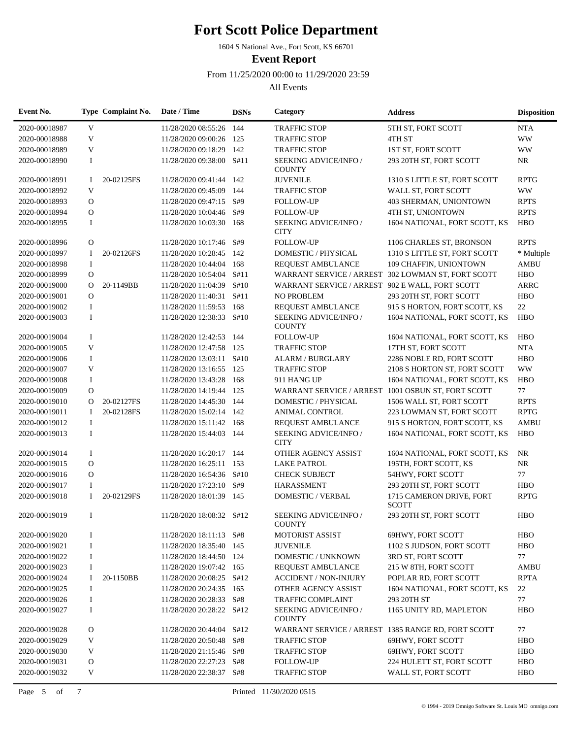# Fort Scott Police Department

1604 S National Ave., Fort Scott, KS 66701

**Event Report**

From 11/25/2020 00:00 to 11/29/2020 23:59

All Events

| Event No. | Type | Complaint No. | Date / Time | DSNs | Category | Address | Disposition |
|---|---|---|---|---|---|---|---|
| 2020-00018987 | V | | 11/28/2020 08:55:26 | 144 | TRAFFIC STOP | 5TH ST, FORT SCOTT | NTA |
| 2020-00018988 | V | | 11/28/2020 09:00:26 | 125 | TRAFFIC STOP | 4TH ST | WW |
| 2020-00018989 | V | | 11/28/2020 09:18:29 | 142 | TRAFFIC STOP | 1ST ST, FORT SCOTT | WW |
| 2020-00018990 | I | | 11/28/2020 09:38:00 | S#11 | SEEKING ADVICE/INFO / COUNTY | 293 20TH ST, FORT SCOTT | NR |
| 2020-00018991 | I | 20-02125FS | 11/28/2020 09:41:44 | 142 | JUVENILE | 1310 S LITTLE ST, FORT SCOTT | RPTG |
| 2020-00018992 | V | | 11/28/2020 09:45:09 | 144 | TRAFFIC STOP | WALL ST, FORT SCOTT | WW |
| 2020-00018993 | O | | 11/28/2020 09:47:15 | S#9 | FOLLOW-UP | 403 SHERMAN, UNIONTOWN | RPTS |
| 2020-00018994 | O | | 11/28/2020 10:04:46 | S#9 | FOLLOW-UP | 4TH ST, UNIONTOWN | RPTS |
| 2020-00018995 | I | | 11/28/2020 10:03:30 | 168 | SEEKING ADVICE/INFO / CITY | 1604 NATIONAL, FORT SCOTT, KS | HBO |
| 2020-00018996 | O | | 11/28/2020 10:17:46 | S#9 | FOLLOW-UP | 1106 CHARLES ST, BRONSON | RPTS |
| 2020-00018997 | I | 20-02126FS | 11/28/2020 10:28:45 | 142 | DOMESTIC / PHYSICAL | 1310 S LITTLE ST, FORT SCOTT | * Multiple |
| 2020-00018998 | I | | 11/28/2020 10:44:04 | 168 | REQUEST AMBULANCE | 109 CHAFFIN, UNIONTOWN | AMBU |
| 2020-00018999 | O | | 11/28/2020 10:54:04 | S#11 | WARRANT SERVICE / ARREST | 302 LOWMAN ST, FORT SCOTT | HBO |
| 2020-00019000 | O | 20-1149BB | 11/28/2020 11:04:39 | S#10 | WARRANT SERVICE / ARREST | 902 E WALL, FORT SCOTT | ARRC |
| 2020-00019001 | O | | 11/28/2020 11:40:31 | S#11 | NO PROBLEM | 293 20TH ST, FORT SCOTT | HBO |
| 2020-00019002 | I | | 11/28/2020 11:59:53 | 168 | REQUEST AMBULANCE | 915 S HORTON, FORT SCOTT, KS | 22 |
| 2020-00019003 | I | | 11/28/2020 12:38:33 | S#10 | SEEKING ADVICE/INFO / COUNTY | 1604 NATIONAL, FORT SCOTT, KS | HBO |
| 2020-00019004 | I | | 11/28/2020 12:42:53 | 144 | FOLLOW-UP | 1604 NATIONAL, FORT SCOTT, KS | HBO |
| 2020-00019005 | V | | 11/28/2020 12:47:58 | 125 | TRAFFIC STOP | 17TH ST, FORT SCOTT | NTA |
| 2020-00019006 | I | | 11/28/2020 13:03:11 | S#10 | ALARM / BURGLARY | 2286 NOBLE RD, FORT SCOTT | HBO |
| 2020-00019007 | V | | 11/28/2020 13:16:55 | 125 | TRAFFIC STOP | 2108 S HORTON ST, FORT SCOTT | WW |
| 2020-00019008 | I | | 11/28/2020 13:43:28 | 168 | 911 HANG UP | 1604 NATIONAL, FORT SCOTT, KS | HBO |
| 2020-00019009 | O | | 11/28/2020 14:19:44 | 125 | WARRANT SERVICE / ARREST | 1001 OSBUN ST, FORT SCOTT | 77 |
| 2020-00019010 | O | 20-02127FS | 11/28/2020 14:45:30 | 144 | DOMESTIC / PHYSICAL | 1506 WALL ST, FORT SCOTT | RPTS |
| 2020-00019011 | I | 20-02128FS | 11/28/2020 15:02:14 | 142 | ANIMAL CONTROL | 223 LOWMAN ST, FORT SCOTT | RPTG |
| 2020-00019012 | I | | 11/28/2020 15:11:42 | 168 | REQUEST AMBULANCE | 915 S HORTON, FORT SCOTT, KS | AMBU |
| 2020-00019013 | I | | 11/28/2020 15:44:03 | 144 | SEEKING ADVICE/INFO / CITY | 1604 NATIONAL, FORT SCOTT, KS | HBO |
| 2020-00019014 | I | | 11/28/2020 16:20:17 | 144 | OTHER AGENCY ASSIST | 1604 NATIONAL, FORT SCOTT, KS | NR |
| 2020-00019015 | O | | 11/28/2020 16:25:11 | 153 | LAKE PATROL | 195TH, FORT SCOTT, KS | NR |
| 2020-00019016 | O | | 11/28/2020 16:54:36 | S#10 | CHECK SUBJECT | 54HWY, FORT SCOTT | 77 |
| 2020-00019017 | I | | 11/28/2020 17:23:10 | S#9 | HARASSMENT | 293 20TH ST, FORT SCOTT | HBO |
| 2020-00019018 | I | 20-02129FS | 11/28/2020 18:01:39 | 145 | DOMESTIC / VERBAL | 1715 CAMERON DRIVE, FORT SCOTT | RPTG |
| 2020-00019019 | I | | 11/28/2020 18:08:32 | S#12 | SEEKING ADVICE/INFO / COUNTY | 293 20TH ST, FORT SCOTT | HBO |
| 2020-00019020 | I | | 11/28/2020 18:11:13 | S#8 | MOTORIST ASSIST | 69HWY, FORT SCOTT | HBO |
| 2020-00019021 | I | | 11/28/2020 18:35:40 | 145 | JUVENILE | 1102 S JUDSON, FORT SCOTT | HBO |
| 2020-00019022 | I | | 11/28/2020 18:44:50 | 124 | DOMESTIC / UNKNOWN | 3RD ST, FORT SCOTT | 77 |
| 2020-00019023 | I | | 11/28/2020 19:07:42 | 165 | REQUEST AMBULANCE | 215 W 8TH, FORT SCOTT | AMBU |
| 2020-00019024 | I | 20-1150BB | 11/28/2020 20:08:25 | S#12 | ACCIDENT / NON-INJURY | POPLAR RD, FORT SCOTT | RPTA |
| 2020-00019025 | I | | 11/28/2020 20:24:35 | 165 | OTHER AGENCY ASSIST | 1604 NATIONAL, FORT SCOTT, KS | 22 |
| 2020-00019026 | I | | 11/28/2020 20:28:33 | S#8 | TRAFFIC COMPLAINT | 293 20TH ST | 77 |
| 2020-00019027 | I | | 11/28/2020 20:28:22 | S#12 | SEEKING ADVICE/INFO / COUNTY | 1165 UNITY RD, MAPLETON | HBO |
| 2020-00019028 | O | | 11/28/2020 20:44:04 | S#12 | WARRANT SERVICE / ARREST | 1385 RANGE RD, FORT SCOTT | 77 |
| 2020-00019029 | V | | 11/28/2020 20:50:48 | S#8 | TRAFFIC STOP | 69HWY, FORT SCOTT | HBO |
| 2020-00019030 | V | | 11/28/2020 21:15:46 | S#8 | TRAFFIC STOP | 69HWY, FORT SCOTT | HBO |
| 2020-00019031 | O | | 11/28/2020 22:27:23 | S#8 | FOLLOW-UP | 224 HULETT ST, FORT SCOTT | HBO |
| 2020-00019032 | V | | 11/28/2020 22:38:37 | S#8 | TRAFFIC STOP | WALL ST, FORT SCOTT | HBO |

Printed 11/30/2020 0515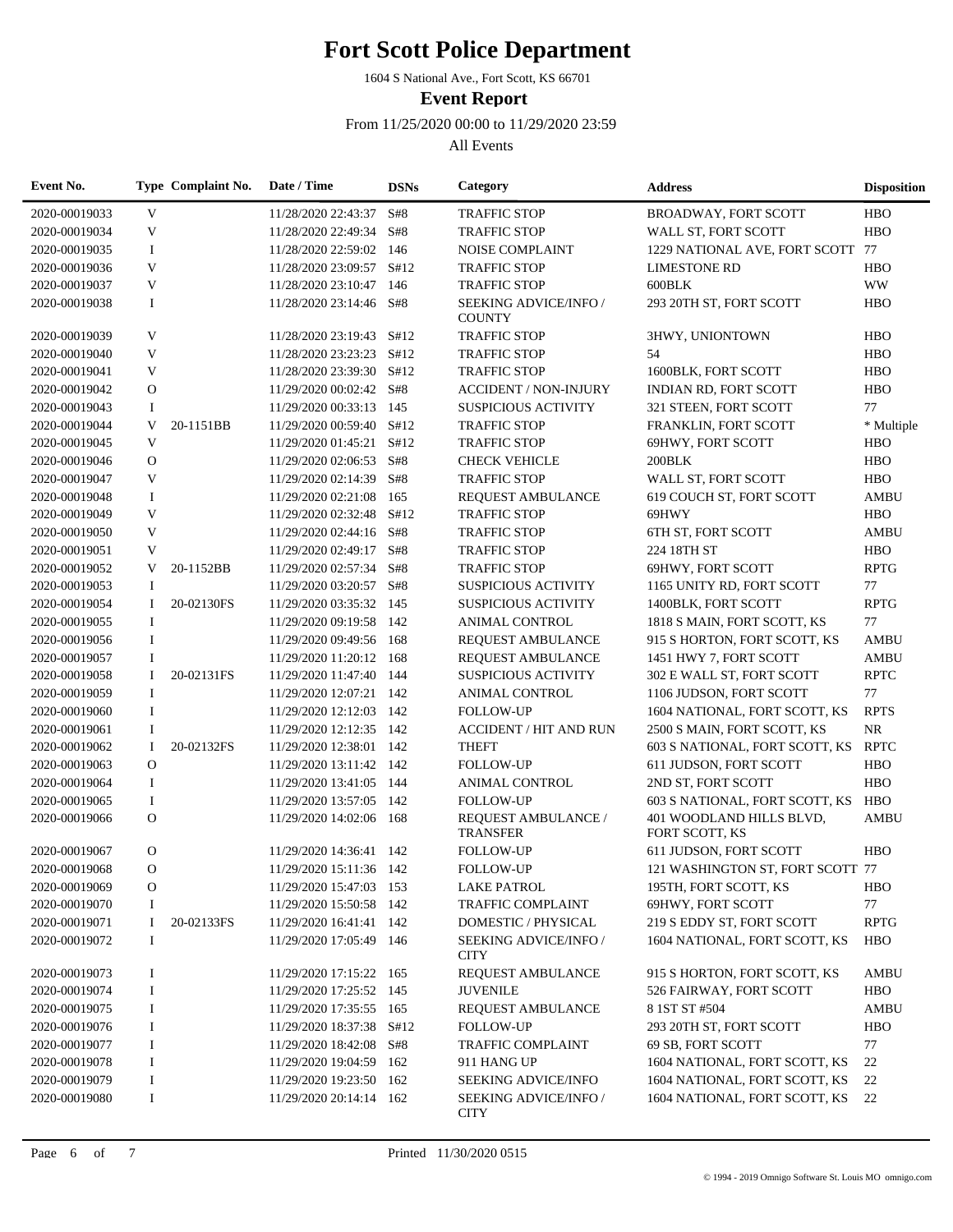# Fort Scott Police Department

1604 S National Ave., Fort Scott, KS 66701

## Event Report

From 11/25/2020 00:00 to 11/29/2020 23:59

All Events

| Event No. | Type | Complaint No. | Date / Time | DSNs | Category | Address | Disposition |
|---|---|---|---|---|---|---|---|
| 2020-00019033 | V | | 11/28/2020 22:43:37 | S#8 | TRAFFIC STOP | BROADWAY, FORT SCOTT | HBO |
| 2020-00019034 | V | | 11/28/2020 22:49:34 | S#8 | TRAFFIC STOP | WALL ST, FORT SCOTT | HBO |
| 2020-00019035 | I | | 11/28/2020 22:59:02 | 146 | NOISE COMPLAINT | 1229 NATIONAL AVE, FORT SCOTT | 77 |
| 2020-00019036 | V | | 11/28/2020 23:09:57 | S#12 | TRAFFIC STOP | LIMESTONE RD | HBO |
| 2020-00019037 | V | | 11/28/2020 23:10:47 | 146 | TRAFFIC STOP | 600BLK | WW |
| 2020-00019038 | I | | 11/28/2020 23:14:46 | S#8 | SEEKING ADVICE/INFO / COUNTY | 293 20TH ST, FORT SCOTT | HBO |
| 2020-00019039 | V | | 11/28/2020 23:19:43 | S#12 | TRAFFIC STOP | 3HWY, UNIONTOWN | HBO |
| 2020-00019040 | V | | 11/28/2020 23:23:23 | S#12 | TRAFFIC STOP | 54 | HBO |
| 2020-00019041 | V | | 11/28/2020 23:39:30 | S#12 | TRAFFIC STOP | 1600BLK, FORT SCOTT | HBO |
| 2020-00019042 | O | | 11/29/2020 00:02:42 | S#8 | ACCIDENT / NON-INJURY | INDIAN RD, FORT SCOTT | HBO |
| 2020-00019043 | I | | 11/29/2020 00:33:13 | 145 | SUSPICIOUS ACTIVITY | 321 STEEN, FORT SCOTT | 77 |
| 2020-00019044 | V | 20-1151BB | 11/29/2020 00:59:40 | S#12 | TRAFFIC STOP | FRANKLIN, FORT SCOTT | * Multiple |
| 2020-00019045 | V | | 11/29/2020 01:45:21 | S#12 | TRAFFIC STOP | 69HWY, FORT SCOTT | HBO |
| 2020-00019046 | O | | 11/29/2020 02:06:53 | S#8 | CHECK VEHICLE | 200BLK | HBO |
| 2020-00019047 | V | | 11/29/2020 02:14:39 | S#8 | TRAFFIC STOP | WALL ST, FORT SCOTT | HBO |
| 2020-00019048 | I | | 11/29/2020 02:21:08 | 165 | REQUEST AMBULANCE | 619 COUCH ST, FORT SCOTT | AMBU |
| 2020-00019049 | V | | 11/29/2020 02:32:48 | S#12 | TRAFFIC STOP | 69HWY | HBO |
| 2020-00019050 | V | | 11/29/2020 02:44:16 | S#8 | TRAFFIC STOP | 6TH ST, FORT SCOTT | AMBU |
| 2020-00019051 | V | | 11/29/2020 02:49:17 | S#8 | TRAFFIC STOP | 224 18TH ST | HBO |
| 2020-00019052 | V | 20-1152BB | 11/29/2020 02:57:34 | S#8 | TRAFFIC STOP | 69HWY, FORT SCOTT | RPTG |
| 2020-00019053 | I | | 11/29/2020 03:20:57 | S#8 | SUSPICIOUS ACTIVITY | 1165 UNITY RD, FORT SCOTT | 77 |
| 2020-00019054 | I | 20-02130FS | 11/29/2020 03:35:32 | 145 | SUSPICIOUS ACTIVITY | 1400BLK, FORT SCOTT | RPTG |
| 2020-00019055 | I | | 11/29/2020 09:19:58 | 142 | ANIMAL CONTROL | 1818 S MAIN, FORT SCOTT, KS | 77 |
| 2020-00019056 | I | | 11/29/2020 09:49:56 | 168 | REQUEST AMBULANCE | 915 S HORTON, FORT SCOTT, KS | AMBU |
| 2020-00019057 | I | | 11/29/2020 11:20:12 | 168 | REQUEST AMBULANCE | 1451 HWY 7, FORT SCOTT | AMBU |
| 2020-00019058 | I | 20-02131FS | 11/29/2020 11:47:40 | 144 | SUSPICIOUS ACTIVITY | 302 E WALL ST, FORT SCOTT | RPTC |
| 2020-00019059 | I | | 11/29/2020 12:07:21 | 142 | ANIMAL CONTROL | 1106 JUDSON, FORT SCOTT | 77 |
| 2020-00019060 | I | | 11/29/2020 12:12:03 | 142 | FOLLOW-UP | 1604 NATIONAL, FORT SCOTT, KS | RPTS |
| 2020-00019061 | I | | 11/29/2020 12:12:35 | 142 | ACCIDENT / HIT AND RUN | 2500 S MAIN, FORT SCOTT, KS | NR |
| 2020-00019062 | I | 20-02132FS | 11/29/2020 12:38:01 | 142 | THEFT | 603 S NATIONAL, FORT SCOTT, KS | RPTC |
| 2020-00019063 | O | | 11/29/2020 13:11:42 | 142 | FOLLOW-UP | 611 JUDSON, FORT SCOTT | HBO |
| 2020-00019064 | I | | 11/29/2020 13:41:05 | 144 | ANIMAL CONTROL | 2ND ST, FORT SCOTT | HBO |
| 2020-00019065 | I | | 11/29/2020 13:57:05 | 142 | FOLLOW-UP | 603 S NATIONAL, FORT SCOTT, KS | HBO |
| 2020-00019066 | O | | 11/29/2020 14:02:06 | 168 | REQUEST AMBULANCE / TRANSFER | 401 WOODLAND HILLS BLVD, FORT SCOTT, KS | AMBU |
| 2020-00019067 | O | | 11/29/2020 14:36:41 | 142 | FOLLOW-UP | 611 JUDSON, FORT SCOTT | HBO |
| 2020-00019068 | O | | 11/29/2020 15:11:36 | 142 | FOLLOW-UP | 121 WASHINGTON ST, FORT SCOTT | 77 |
| 2020-00019069 | O | | 11/29/2020 15:47:03 | 153 | LAKE PATROL | 195TH, FORT SCOTT, KS | HBO |
| 2020-00019070 | I | | 11/29/2020 15:50:58 | 142 | TRAFFIC COMPLAINT | 69HWY, FORT SCOTT | 77 |
| 2020-00019071 | I | 20-02133FS | 11/29/2020 16:41:41 | 142 | DOMESTIC / PHYSICAL | 219 S EDDY ST, FORT SCOTT | RPTG |
| 2020-00019072 | I | | 11/29/2020 17:05:49 | 146 | SEEKING ADVICE/INFO / CITY | 1604 NATIONAL, FORT SCOTT, KS | HBO |
| 2020-00019073 | I | | 11/29/2020 17:15:22 | 165 | REQUEST AMBULANCE | 915 S HORTON, FORT SCOTT, KS | AMBU |
| 2020-00019074 | I | | 11/29/2020 17:25:52 | 145 | JUVENILE | 526 FAIRWAY, FORT SCOTT | HBO |
| 2020-00019075 | I | | 11/29/2020 17:35:55 | 165 | REQUEST AMBULANCE | 8 1ST ST #504 | AMBU |
| 2020-00019076 | I | | 11/29/2020 18:37:38 | S#12 | FOLLOW-UP | 293 20TH ST, FORT SCOTT | HBO |
| 2020-00019077 | I | | 11/29/2020 18:42:08 | S#8 | TRAFFIC COMPLAINT | 69 SB, FORT SCOTT | 77 |
| 2020-00019078 | I | | 11/29/2020 19:04:59 | 162 | 911 HANG UP | 1604 NATIONAL, FORT SCOTT, KS | 22 |
| 2020-00019079 | I | | 11/29/2020 19:23:50 | 162 | SEEKING ADVICE/INFO | 1604 NATIONAL, FORT SCOTT, KS | 22 |
| 2020-00019080 | I | | 11/29/2020 20:14:14 | 162 | SEEKING ADVICE/INFO / CITY | 1604 NATIONAL, FORT SCOTT, KS | 22 |

Printed 11/30/2020 0515

© 1994 - 2019 Omnigo Software St. Louis MO omnigo.com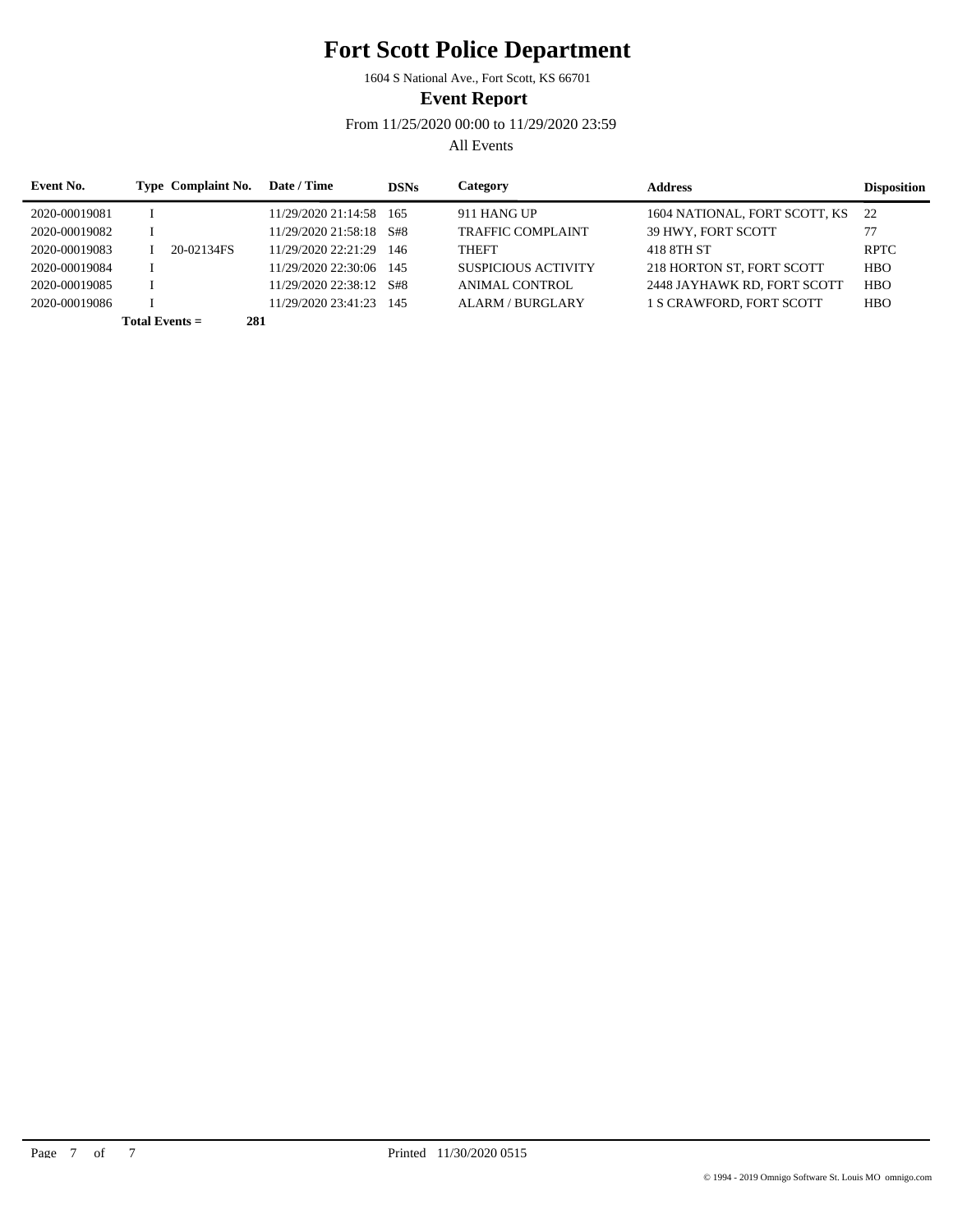# Fort Scott Police Department

1604 S National Ave., Fort Scott, KS 66701

## Event Report

From 11/25/2020 00:00 to 11/29/2020 23:59

All Events

| Event No. | Type | Complaint No. | Date / Time | DSNs | Category | Address | Disposition |
|---|---|---|---|---|---|---|---|
| 2020-00019081 | I | | 11/29/2020 21:14:58 | 165 | 911 HANG UP | 1604 NATIONAL, FORT SCOTT, KS | 22 |
| 2020-00019082 | I | | 11/29/2020 21:58:18 | S#8 | TRAFFIC COMPLAINT | 39 HWY, FORT SCOTT | 77 |
| 2020-00019083 | I | 20-02134FS | 11/29/2020 22:21:29 | 146 | THEFT | 418 8TH ST | RPTC |
| 2020-00019084 | I | | 11/29/2020 22:30:06 | 145 | SUSPICIOUS ACTIVITY | 218 HORTON ST, FORT SCOTT | HBO |
| 2020-00019085 | I | | 11/29/2020 22:38:12 | S#8 | ANIMAL CONTROL | 2448 JAYHAWK RD, FORT SCOTT | HBO |
| 2020-00019086 | I | | 11/29/2020 23:41:23 | 145 | ALARM / BURGLARY | 1 S CRAWFORD, FORT SCOTT | HBO |

**Total Events = 281**

Printed 11/30/2020 0515

© 1994 - 2019 Omnigo Software St. Louis MO omnigo.com